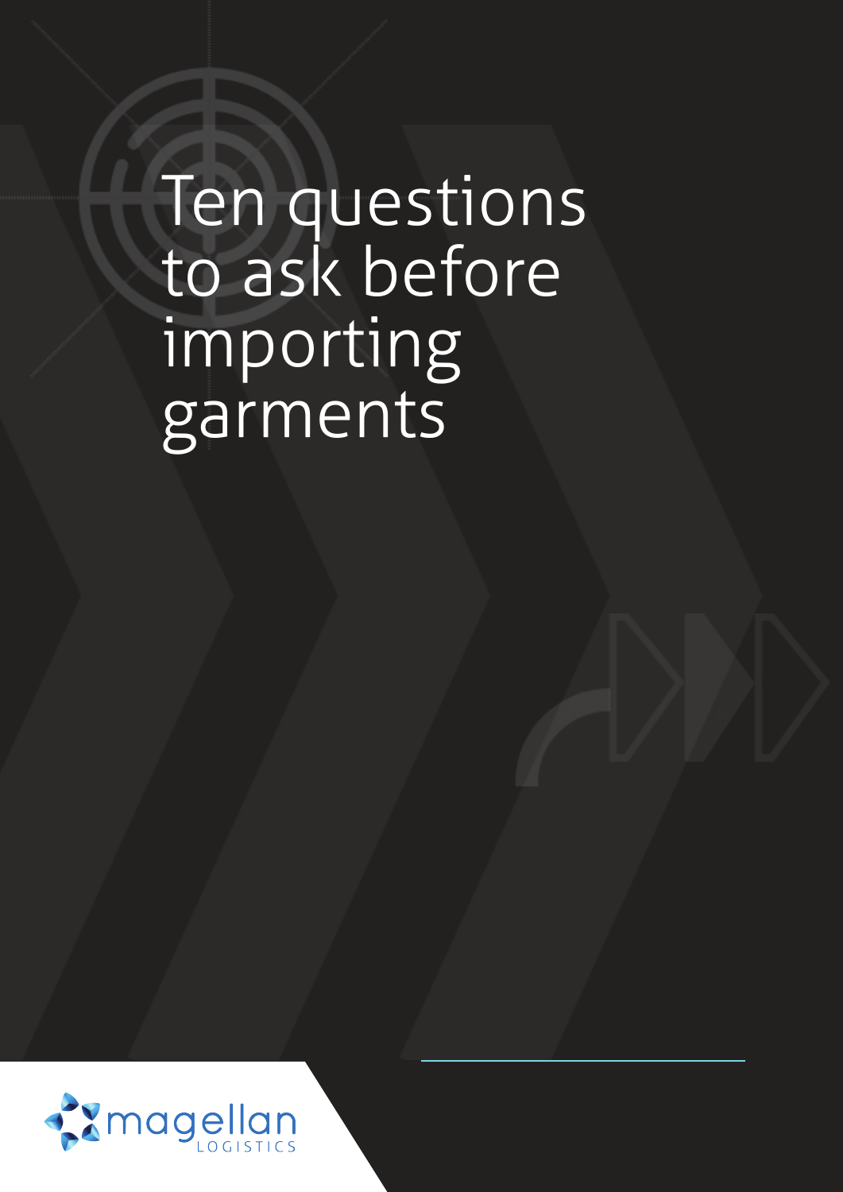# Ten questions to ask before importing garments

magellan LOGISTICS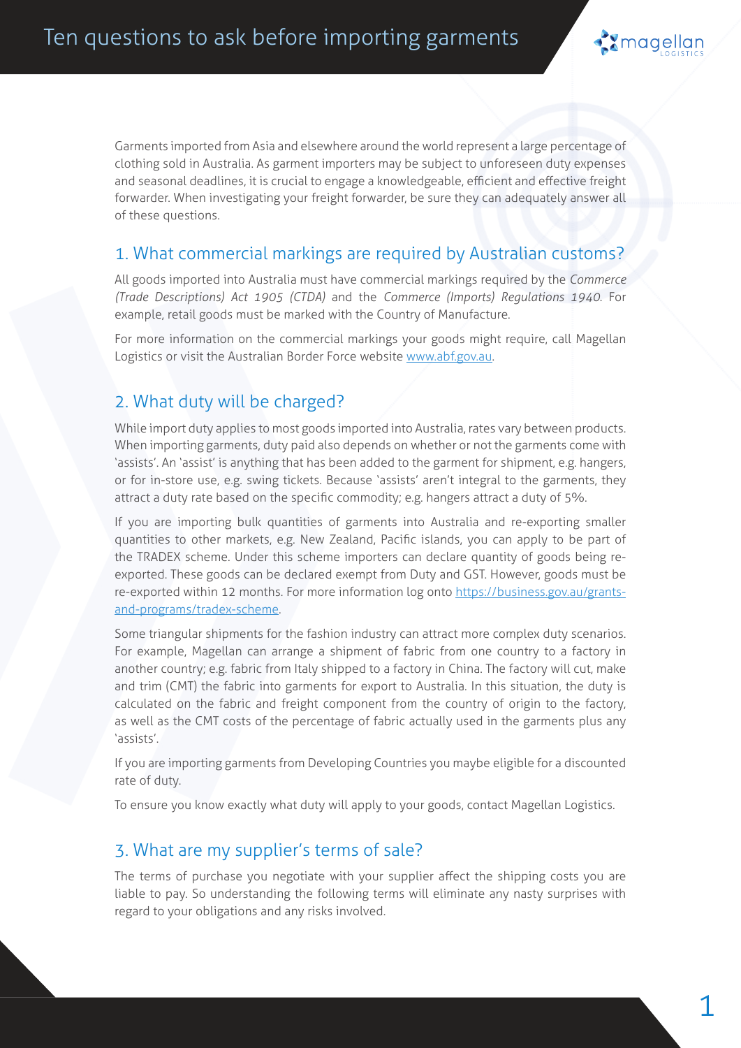Garments imported from Asia and elsewhere around the world represent a large percentage of clothing sold in Australia. As garment importers may be subject to unforeseen duty expenses and seasonal deadlines, it is crucial to engage a knowledgeable, efficient and effective freight forwarder. When investigating your freight forwarder, be sure they can adequately answer all of these questions.

## 1. What commercial markings are required by Australian customs?

All goods imported into Australia must have commercial markings required by the *Commerce (Trade Descriptions) Act 1905 (CTDA)* and the *Commerce (Imports) Regulations 1940*. For example, retail goods must be marked with the Country of Manufacture.

For more information on the commercial markings your goods might require, call Magellan Logistics or visit the Australian Border Force website [www.abf.gov.au](http://www.abf.gov.au).

## 2. What duty will be charged?

While import duty applies to most goods imported into Australia, rates vary between products. When importing garments, duty paid also depends on whether or not the garments come with 'assists'. An 'assist' is anything that has been added to the garment for shipment, e.g. hangers, or for in-store use, e.g. swing tickets. Because 'assists' aren't integral to the garments, they attract a duty rate based on the specific commodity; e.g. hangers attract a duty of 5%.

If you are importing bulk quantities of garments into Australia and re-exporting smaller quantities to other markets, e.g. New Zealand, Pacific islands, you can apply to be part of the TRADEX scheme. Under this scheme importers can declare quantity of goods being re-exported. These goods can be declared exempt from Duty and GST. However, goods must be re-exported within 12 months. For more information log onto [https://business.gov.au/grants-and-programs/tradex-scheme](https://business.gov.au/grants-and-programs/tradex-scheme).

Some triangular shipments for the fashion industry can attract more complex duty scenarios. For example, Magellan can arrange a shipment of fabric from one country to a factory in another country; e.g. fabric from Italy shipped to a factory in China. The factory will cut, make and trim (CMT) the fabric into garments for export to Australia. In this situation, the duty is calculated on the fabric and freight component from the country of origin to the factory, as well as the CMT costs of the percentage of fabric actually used in the garments plus any 'assists'.

If you are importing garments from Developing Countries you maybe eligible for a discounted rate of duty.

To ensure you know exactly what duty will apply to your goods, contact Magellan Logistics.

## 3. What are my supplier's terms of sale?

The terms of purchase you negotiate with your supplier affect the shipping costs you are liable to pay. So understanding the following terms will eliminate any nasty surprises with regard to your obligations and any risks involved.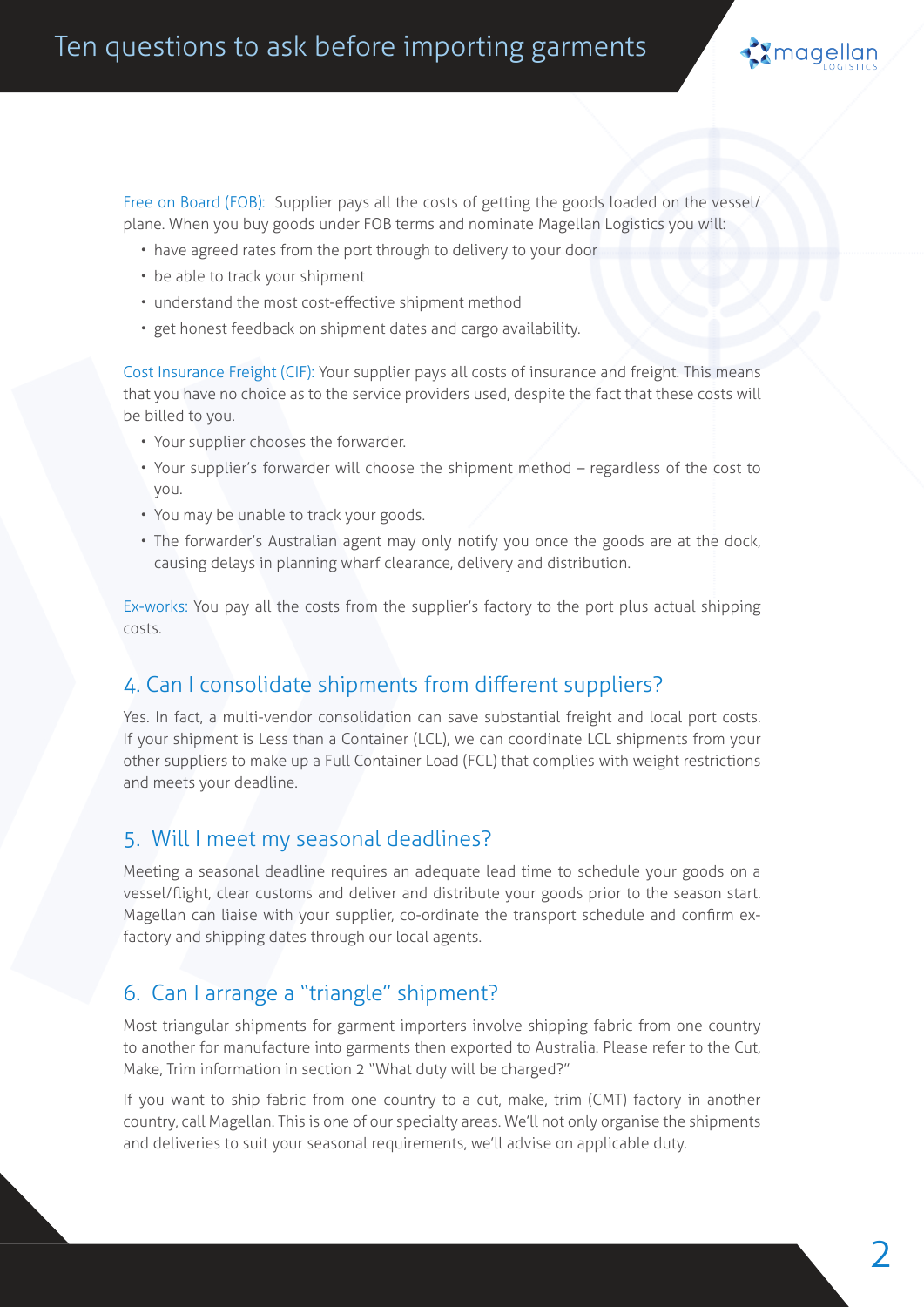Free on Board (FOB): Supplier pays all the costs of getting the goods loaded on the vessel/plane. When you buy goods under FOB terms and nominate Magellan Logistics you will:

- have agreed rates from the port through to delivery to your door
- be able to track your shipment
- understand the most cost-effective shipment method
- get honest feedback on shipment dates and cargo availability.

Cost Insurance Freight (CIF): Your supplier pays all costs of insurance and freight. This means that you have no choice as to the service providers used, despite the fact that these costs will be billed to you.

- Your supplier chooses the forwarder.
- Your supplier's forwarder will choose the shipment method – regardless of the cost to you.
- You may be unable to track your goods.
- The forwarder's Australian agent may only notify you once the goods are at the dock, causing delays in planning wharf clearance, delivery and distribution.

Ex-works: You pay all the costs from the supplier's factory to the port plus actual shipping costs.

## 4. Can I consolidate shipments from different suppliers?

Yes. In fact, a multi-vendor consolidation can save substantial freight and local port costs. If your shipment is Less than a Container (LCL), we can coordinate LCL shipments from your other suppliers to make up a Full Container Load (FCL) that complies with weight restrictions and meets your deadline.

## 5. Will I meet my seasonal deadlines?

Meeting a seasonal deadline requires an adequate lead time to schedule your goods on a vessel/flight, clear customs and deliver and distribute your goods prior to the season start. Magellan can liaise with your supplier, co-ordinate the transport schedule and confirm ex-factory and shipping dates through our local agents.

## 6. Can I arrange a "triangle" shipment?

Most triangular shipments for garment importers involve shipping fabric from one country to another for manufacture into garments then exported to Australia. Please refer to the Cut, Make, Trim information in section 2 "What duty will be charged?"

If you want to ship fabric from one country to a cut, make, trim (CMT) factory in another country, call Magellan. This is one of our specialty areas. We'll not only organise the shipments and deliveries to suit your seasonal requirements, we'll advise on applicable duty.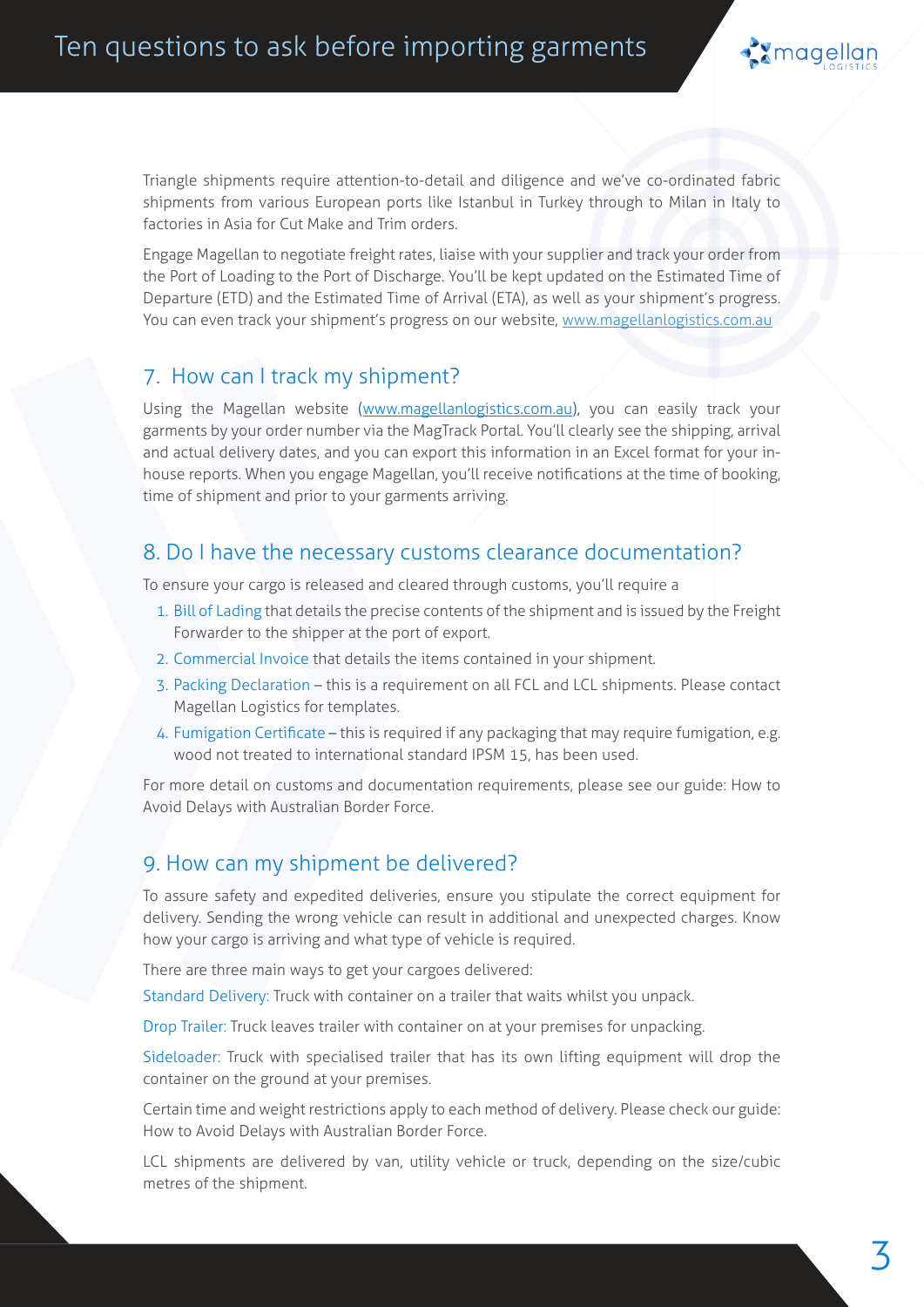Triangle shipments require attention-to-detail and diligence and we've co-ordinated fabric shipments from various European ports like Istanbul in Turkey through to Milan in Italy to factories in Asia for Cut Make and Trim orders.

Engage Magellan to negotiate freight rates, liaise with your supplier and track your order from the Port of Loading to the Port of Discharge. You'll be kept updated on the Estimated Time of Departure (ETD) and the Estimated Time of Arrival (ETA), as well as your shipment's progress. You can even track your shipment's progress on our website, www.magellanlogistics.com.au

## 7. How can I track my shipment?

Using the Magellan website (www.magellanlogistics.com.au), you can easily track your garments by your order number via the MagTrack Portal. You'll clearly see the shipping, arrival and actual delivery dates, and you can export this information in an Excel format for your in-house reports. When you engage Magellan, you'll receive notifications at the time of booking, time of shipment and prior to your garments arriving.

## 8. Do I have the necessary customs clearance documentation?

To ensure your cargo is released and cleared through customs, you'll require a

1. Bill of Lading that details the precise contents of the shipment and is issued by the Freight Forwarder to the shipper at the port of export.
2. Commercial Invoice that details the items contained in your shipment.
3. Packing Declaration – this is a requirement on all FCL and LCL shipments. Please contact Magellan Logistics for templates.
4. Fumigation Certificate – this is required if any packaging that may require fumigation, e.g. wood not treated to international standard IPSM 15, has been used.

For more detail on customs and documentation requirements, please see our guide: How to Avoid Delays with Australian Border Force.

## 9. How can my shipment be delivered?

To assure safety and expedited deliveries, ensure you stipulate the correct equipment for delivery. Sending the wrong vehicle can result in additional and unexpected charges. Know how your cargo is arriving and what type of vehicle is required.

There are three main ways to get your cargoes delivered:

Standard Delivery: Truck with container on a trailer that waits whilst you unpack.

Drop Trailer: Truck leaves trailer with container on at your premises for unpacking.

Sideloader: Truck with specialised trailer that has its own lifting equipment will drop the container on the ground at your premises.

Certain time and weight restrictions apply to each method of delivery. Please check our guide: How to Avoid Delays with Australian Border Force.

LCL shipments are delivered by van, utility vehicle or truck, depending on the size/cubic metres of the shipment.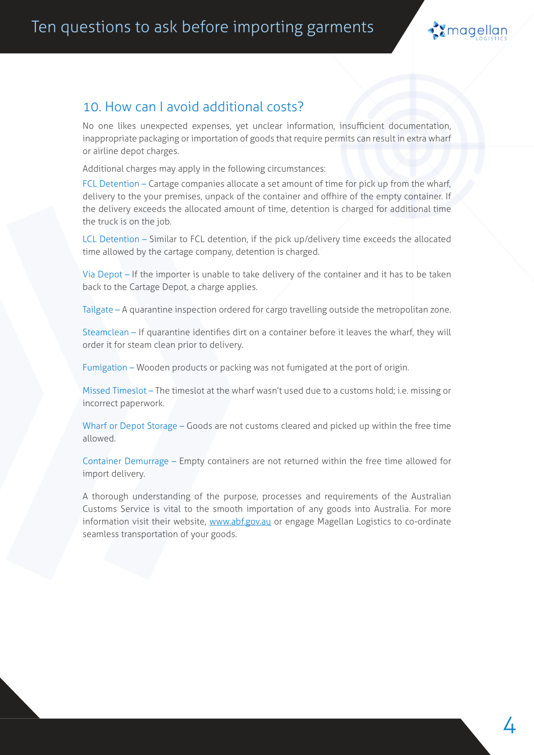## 10. How can I avoid additional costs?

No one likes unexpected expenses, yet unclear information, insufficient documentation, inappropriate packaging or importation of goods that require permits can result in extra wharf or airline depot charges.

Additional charges may apply in the following circumstances:

FCL Detention – Cartage companies allocate a set amount of time for pick up from the wharf, delivery to the your premises, unpack of the container and offhire of the empty container. If the delivery exceeds the allocated amount of time, detention is charged for additional time the truck is on the job.

LCL Detention – Similar to FCL detention, if the pick up/delivery time exceeds the allocated time allowed by the cartage company, detention is charged.

Via Depot – If the importer is unable to take delivery of the container and it has to be taken back to the Cartage Depot, a charge applies.

Tailgate – A quarantine inspection ordered for cargo travelling outside the metropolitan zone.

Steamclean – If quarantine identifies dirt on a container before it leaves the wharf, they will order it for steam clean prior to delivery.

Fumigation – Wooden products or packing was not fumigated at the port of origin.

Missed Timeslot – The timeslot at the wharf wasn't used due to a customs hold; i.e. missing or incorrect paperwork.

Wharf or Depot Storage – Goods are not customs cleared and picked up within the free time allowed.

Container Demurrage – Empty containers are not returned within the free time allowed for import delivery.

A thorough understanding of the purpose, processes and requirements of the Australian Customs Service is vital to the smooth importation of any goods into Australia. For more information visit their website, www.abf.gov.au or engage Magellan Logistics to co-ordinate seamless transportation of your goods.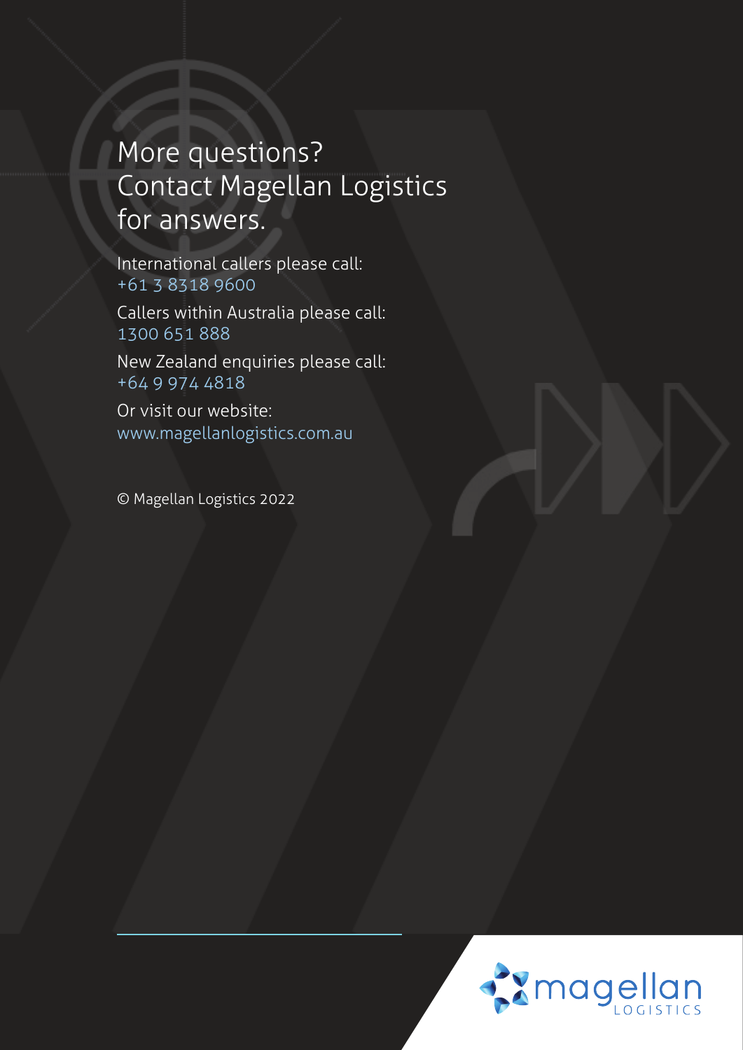# More questions?
# Contact Magellan Logistics for answers.

International callers please call:
+61 3 8318 9600

Callers within Australia please call:
1300 651 888

New Zealand enquiries please call:
+64 9 974 4818

Or visit our website:
www.magellanlogistics.com.au

© Magellan Logistics 2022

magellan LOGISTICS